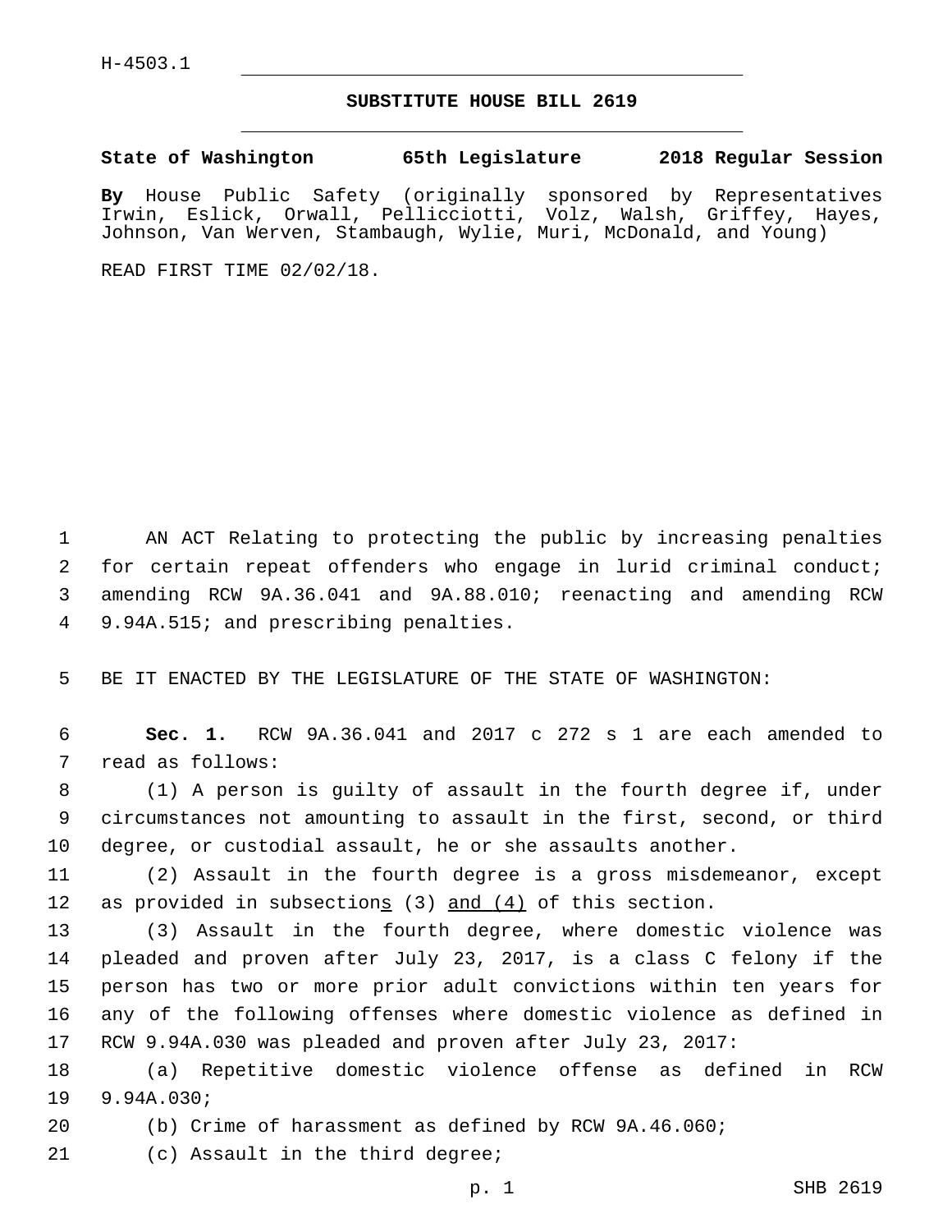H-4503.1

# SUBSTITUTE HOUSE BILL 2619

**State of Washington 65th Legislature 2018 Regular Session**

**By** House Public Safety (originally sponsored by Representatives Irwin, Eslick, Orwall, Pellicciotti, Volz, Walsh, Griffey, Hayes, Johnson, Van Werven, Stambaugh, Wylie, Muri, McDonald, and Young)

READ FIRST TIME 02/02/18.

AN ACT Relating to protecting the public by increasing penalties for certain repeat offenders who engage in lurid criminal conduct; amending RCW 9A.36.041 and 9A.88.010; reenacting and amending RCW 9.94A.515; and prescribing penalties.

BE IT ENACTED BY THE LEGISLATURE OF THE STATE OF WASHINGTON:

**Sec. 1.** RCW 9A.36.041 and 2017 c 272 s 1 are each amended to read as follows:

(1) A person is guilty of assault in the fourth degree if, under circumstances not amounting to assault in the first, second, or third degree, or custodial assault, he or she assaults another.

(2) Assault in the fourth degree is a gross misdemeanor, except as provided in subsection<u>s</u> (3) <u>and (4)</u> of this section.

(3) Assault in the fourth degree, where domestic violence was pleaded and proven after July 23, 2017, is a class C felony if the person has two or more prior adult convictions within ten years for any of the following offenses where domestic violence as defined in RCW 9.94A.030 was pleaded and proven after July 23, 2017:

(a) Repetitive domestic violence offense as defined in RCW 9.94A.030;

(b) Crime of harassment as defined by RCW 9A.46.060;

(c) Assault in the third degree;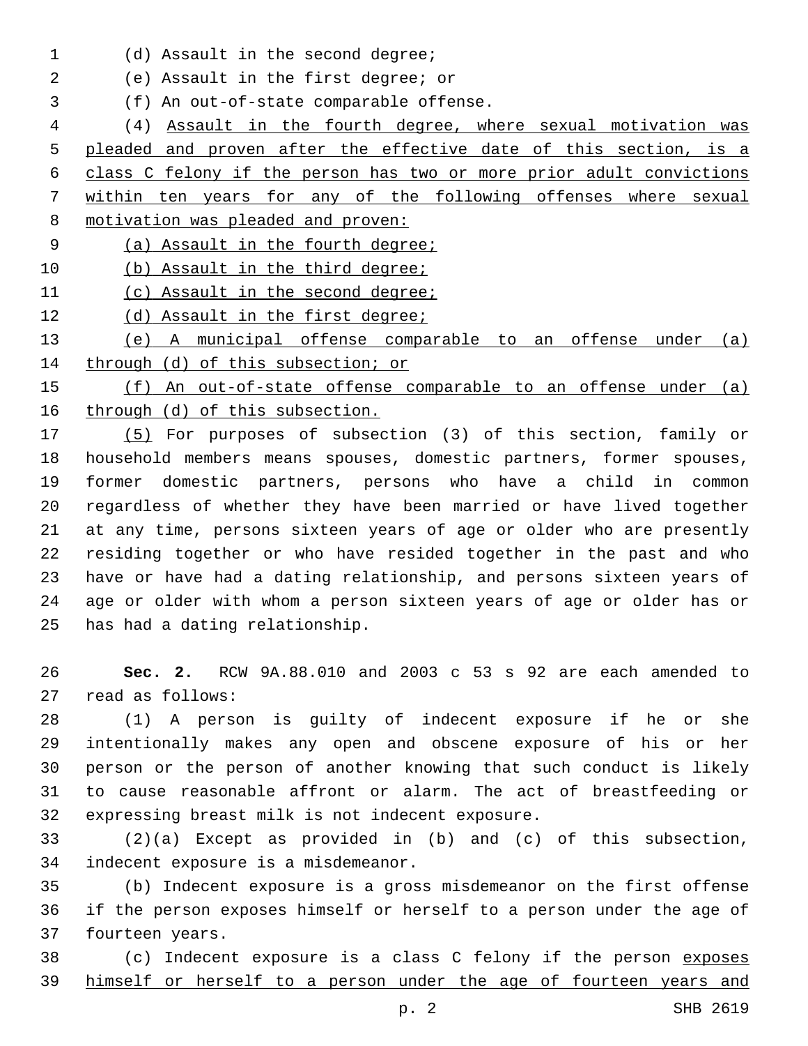(d) Assault in the second degree;

(e) Assault in the first degree; or

(f) An out-of-state comparable offense.

(4) Assault in the fourth degree, where sexual motivation was pleaded and proven after the effective date of this section, is a class C felony if the person has two or more prior adult convictions within ten years for any of the following offenses where sexual motivation was pleaded and proven:

(a) Assault in the fourth degree;

(b) Assault in the third degree;

(c) Assault in the second degree;

(d) Assault in the first degree;

(e) A municipal offense comparable to an offense under (a) through (d) of this subsection; or

(f) An out-of-state offense comparable to an offense under (a) through (d) of this subsection.

(5) For purposes of subsection (3) of this section, family or household members means spouses, domestic partners, former spouses, former domestic partners, persons who have a child in common regardless of whether they have been married or have lived together at any time, persons sixteen years of age or older who are presently residing together or who have resided together in the past and who have or have had a dating relationship, and persons sixteen years of age or older with whom a person sixteen years of age or older has or has had a dating relationship.

**Sec. 2.** RCW 9A.88.010 and 2003 c 53 s 92 are each amended to read as follows:

(1) A person is guilty of indecent exposure if he or she intentionally makes any open and obscene exposure of his or her person or the person of another knowing that such conduct is likely to cause reasonable affront or alarm. The act of breastfeeding or expressing breast milk is not indecent exposure.

(2)(a) Except as provided in (b) and (c) of this subsection, indecent exposure is a misdemeanor.

(b) Indecent exposure is a gross misdemeanor on the first offense if the person exposes himself or herself to a person under the age of fourteen years.

(c) Indecent exposure is a class C felony if the person exposes himself or herself to a person under the age of fourteen years and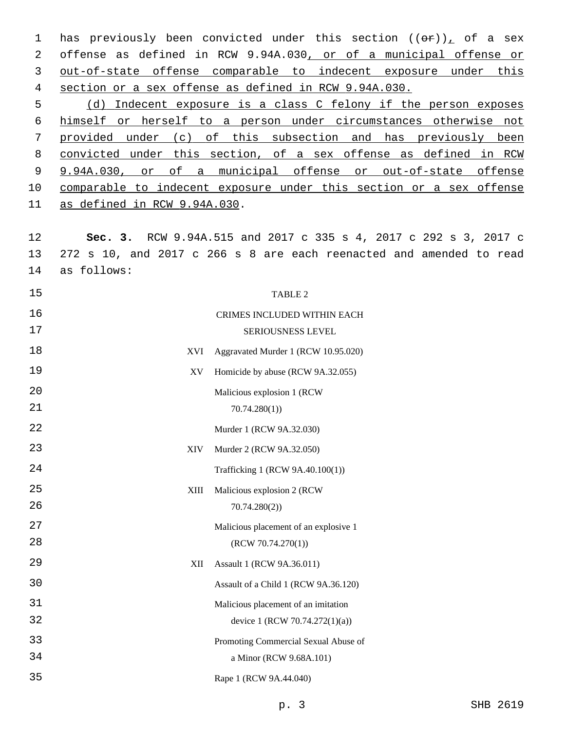has previously been convicted under this section ((~~or~~)), of a sex offense as defined in RCW 9.94A.030, or of a municipal offense or out-of-state offense comparable to indecent exposure under this section or a sex offense as defined in RCW 9.94A.030.

(d) Indecent exposure is a class C felony if the person exposes himself or herself to a person under circumstances otherwise not provided under (c) of this subsection and has previously been convicted under this section, of a sex offense as defined in RCW 9.94A.030, or of a municipal offense or out-of-state offense comparable to indecent exposure under this section or a sex offense as defined in RCW 9.94A.030.

**Sec. 3.** RCW 9.94A.515 and 2017 c 335 s 4, 2017 c 292 s 3, 2017 c 272 s 10, and 2017 c 266 s 8 are each reenacted and amended to read as follows:

TABLE 2

CRIMES INCLUDED WITHIN EACH SERIOUSNESS LEVEL

| | |
|---|---|
| XVI | Aggravated Murder 1 (RCW 10.95.020) |
| XV | Homicide by abuse (RCW 9A.32.055) |
| | Malicious explosion 1 (RCW 70.74.280(1)) |
| | Murder 1 (RCW 9A.32.030) |
| XIV | Murder 2 (RCW 9A.32.050) |
| | Trafficking 1 (RCW 9A.40.100(1)) |
| XIII | Malicious explosion 2 (RCW 70.74.280(2)) |
| | Malicious placement of an explosive 1 (RCW 70.74.270(1)) |
| XII | Assault 1 (RCW 9A.36.011) |
| | Assault of a Child 1 (RCW 9A.36.120) |
| | Malicious placement of an imitation device 1 (RCW 70.74.272(1)(a)) |
| | Promoting Commercial Sexual Abuse of a Minor (RCW 9.68A.101) |
| | Rape 1 (RCW 9A.44.040) |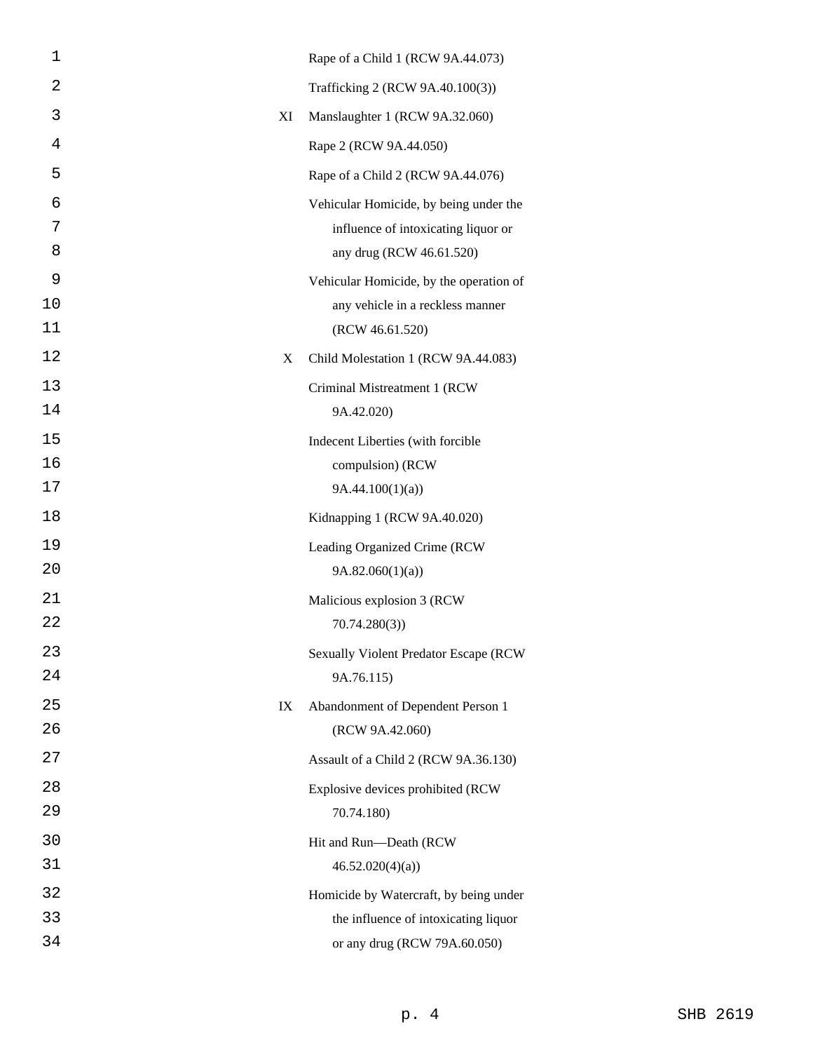| | |
|---|---|
| | Rape of a Child 1 (RCW 9A.44.073) |
| | Trafficking 2 (RCW 9A.40.100(3)) |
| XI | Manslaughter 1 (RCW 9A.32.060) |
| | Rape 2 (RCW 9A.44.050) |
| | Rape of a Child 2 (RCW 9A.44.076) |
| | Vehicular Homicide, by being under the influence of intoxicating liquor or any drug (RCW 46.61.520) |
| | Vehicular Homicide, by the operation of any vehicle in a reckless manner (RCW 46.61.520) |
| X | Child Molestation 1 (RCW 9A.44.083) |
| | Criminal Mistreatment 1 (RCW 9A.42.020) |
| | Indecent Liberties (with forcible compulsion) (RCW 9A.44.100(1)(a)) |
| | Kidnapping 1 (RCW 9A.40.020) |
| | Leading Organized Crime (RCW 9A.82.060(1)(a)) |
| | Malicious explosion 3 (RCW 70.74.280(3)) |
| | Sexually Violent Predator Escape (RCW 9A.76.115) |
| IX | Abandonment of Dependent Person 1 (RCW 9A.42.060) |
| | Assault of a Child 2 (RCW 9A.36.130) |
| | Explosive devices prohibited (RCW 70.74.180) |
| | Hit and Run—Death (RCW 46.52.020(4)(a)) |
| | Homicide by Watercraft, by being under the influence of intoxicating liquor or any drug (RCW 79A.60.050) |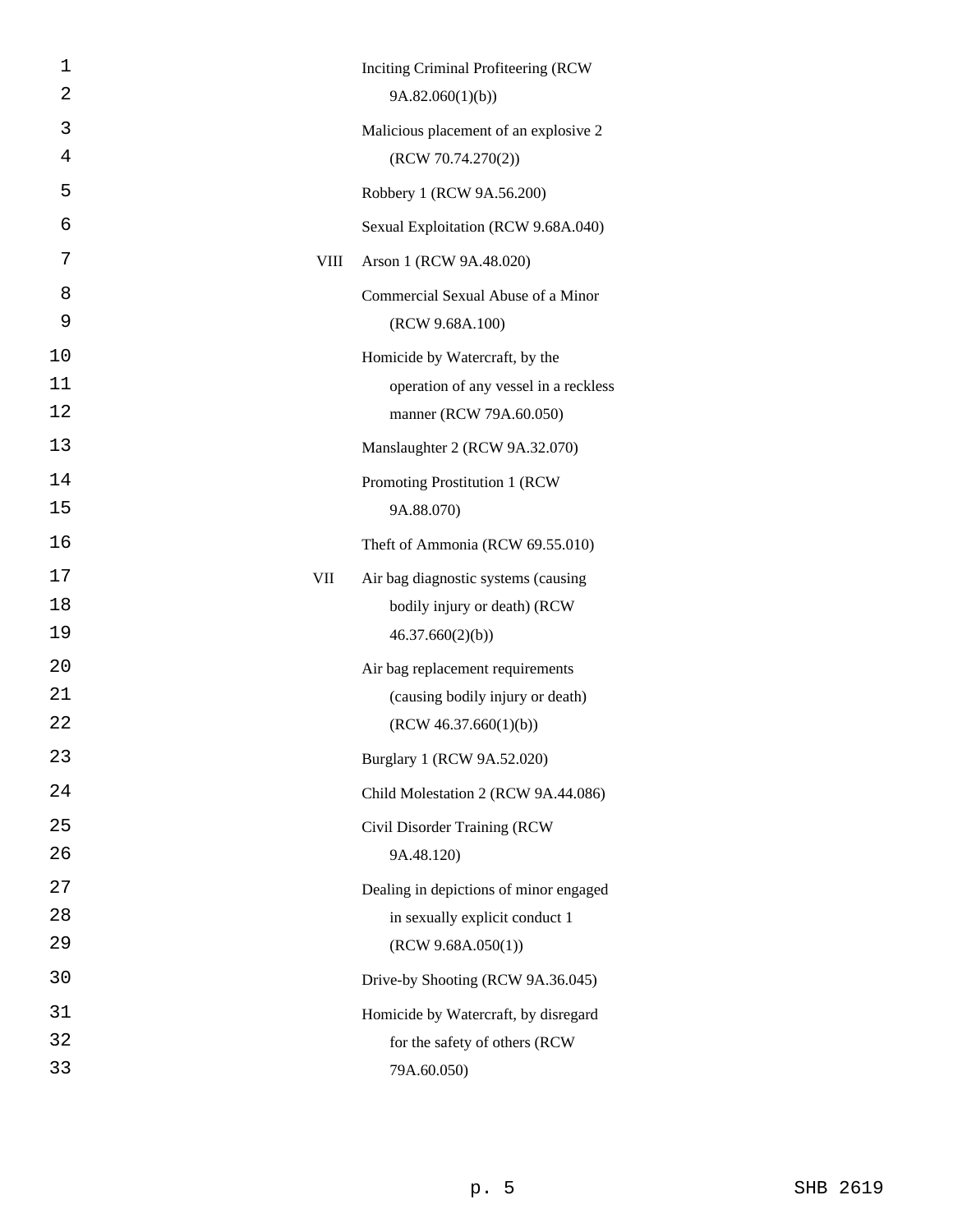| | |
|---|---|
| | Inciting Criminal Profiteering (RCW 9A.82.060(1)(b)) |
| | Malicious placement of an explosive 2 (RCW 70.74.270(2)) |
| | Robbery 1 (RCW 9A.56.200) |
| | Sexual Exploitation (RCW 9.68A.040) |
| VIII | Arson 1 (RCW 9A.48.020) |
| | Commercial Sexual Abuse of a Minor (RCW 9.68A.100) |
| | Homicide by Watercraft, by the operation of any vessel in a reckless manner (RCW 79A.60.050) |
| | Manslaughter 2 (RCW 9A.32.070) |
| | Promoting Prostitution 1 (RCW 9A.88.070) |
| | Theft of Ammonia (RCW 69.55.010) |
| VII | Air bag diagnostic systems (causing bodily injury or death) (RCW 46.37.660(2)(b)) |
| | Air bag replacement requirements (causing bodily injury or death) (RCW 46.37.660(1)(b)) |
| | Burglary 1 (RCW 9A.52.020) |
| | Child Molestation 2 (RCW 9A.44.086) |
| | Civil Disorder Training (RCW 9A.48.120) |
| | Dealing in depictions of minor engaged in sexually explicit conduct 1 (RCW 9.68A.050(1)) |
| | Drive-by Shooting (RCW 9A.36.045) |
| | Homicide by Watercraft, by disregard for the safety of others (RCW 79A.60.050) |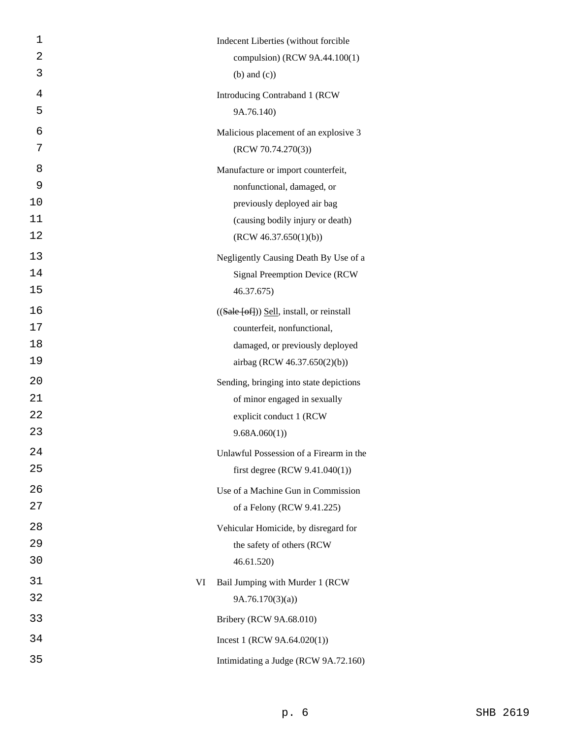| | |
|---|---|
| | Indecent Liberties (without forcible compulsion) (RCW 9A.44.100(1) (b) and (c)) |
| | Introducing Contraband 1 (RCW 9A.76.140) |
| | Malicious placement of an explosive 3 (RCW 70.74.270(3)) |
| | Manufacture or import counterfeit, nonfunctional, damaged, or previously deployed air bag (causing bodily injury or death) (RCW 46.37.650(1)(b)) |
| | Negligently Causing Death By Use of a Signal Preemption Device (RCW 46.37.675) |
| | ((~~Sale [of]~~)) <u>Sell</u>, install, or reinstall counterfeit, nonfunctional, damaged, or previously deployed airbag (RCW 46.37.650(2)(b)) |
| | Sending, bringing into state depictions of minor engaged in sexually explicit conduct 1 (RCW 9.68A.060(1)) |
| | Unlawful Possession of a Firearm in the first degree (RCW 9.41.040(1)) |
| | Use of a Machine Gun in Commission of a Felony (RCW 9.41.225) |
| | Vehicular Homicide, by disregard for the safety of others (RCW 46.61.520) |
| VI | Bail Jumping with Murder 1 (RCW 9A.76.170(3)(a)) |
| | Bribery (RCW 9A.68.010) |
| | Incest 1 (RCW 9A.64.020(1)) |
| | Intimidating a Judge (RCW 9A.72.160) |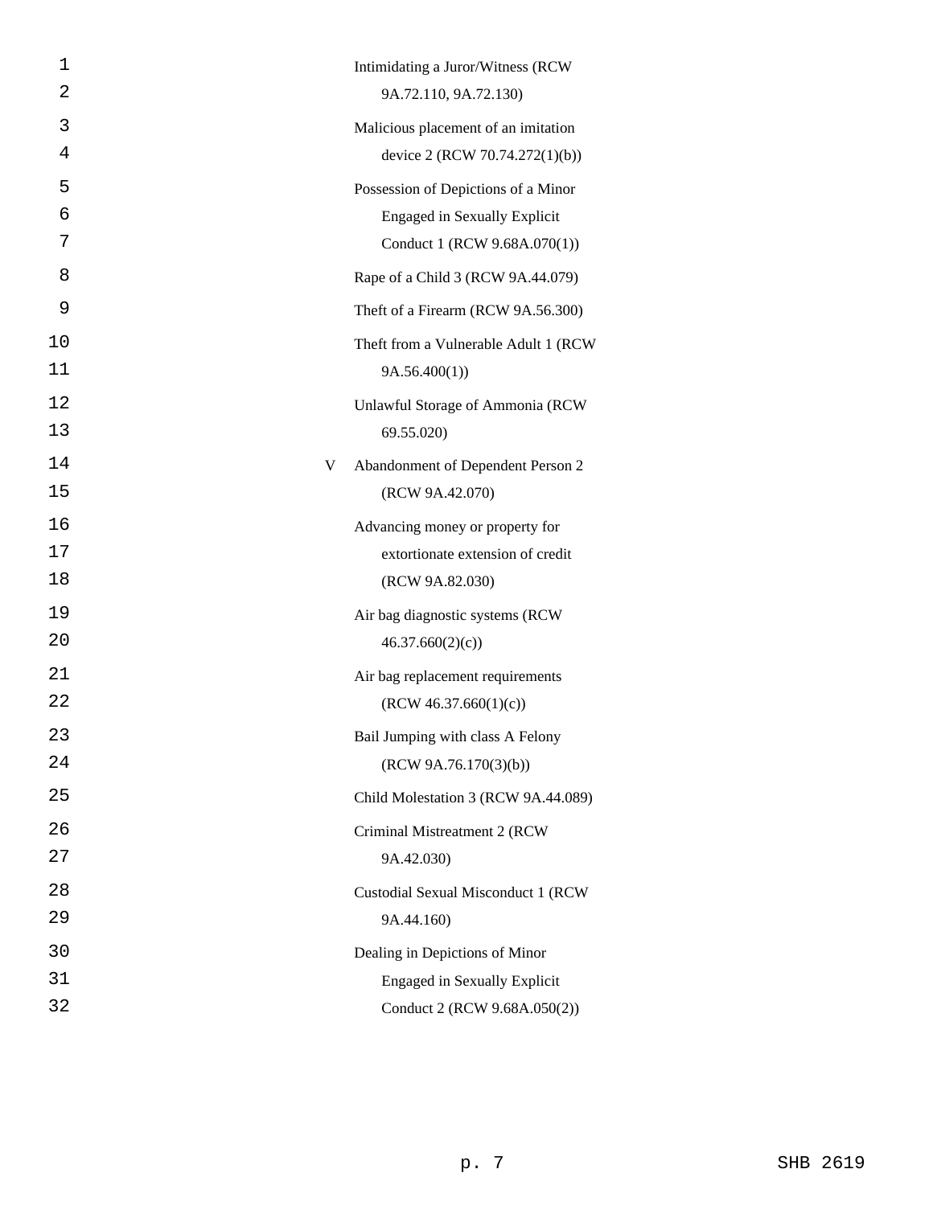| | |
|---|---|
| | Intimidating a Juror/Witness (RCW 9A.72.110, 9A.72.130) |
| | Malicious placement of an imitation device 2 (RCW 70.74.272(1)(b)) |
| | Possession of Depictions of a Minor Engaged in Sexually Explicit Conduct 1 (RCW 9.68A.070(1)) |
| | Rape of a Child 3 (RCW 9A.44.079) |
| | Theft of a Firearm (RCW 9A.56.300) |
| | Theft from a Vulnerable Adult 1 (RCW 9A.56.400(1)) |
| | Unlawful Storage of Ammonia (RCW 69.55.020) |
| V | Abandonment of Dependent Person 2 (RCW 9A.42.070) |
| | Advancing money or property for extortionate extension of credit (RCW 9A.82.030) |
| | Air bag diagnostic systems (RCW 46.37.660(2)(c)) |
| | Air bag replacement requirements (RCW 46.37.660(1)(c)) |
| | Bail Jumping with class A Felony (RCW 9A.76.170(3)(b)) |
| | Child Molestation 3 (RCW 9A.44.089) |
| | Criminal Mistreatment 2 (RCW 9A.42.030) |
| | Custodial Sexual Misconduct 1 (RCW 9A.44.160) |
| | Dealing in Depictions of Minor Engaged in Sexually Explicit Conduct 2 (RCW 9.68A.050(2)) |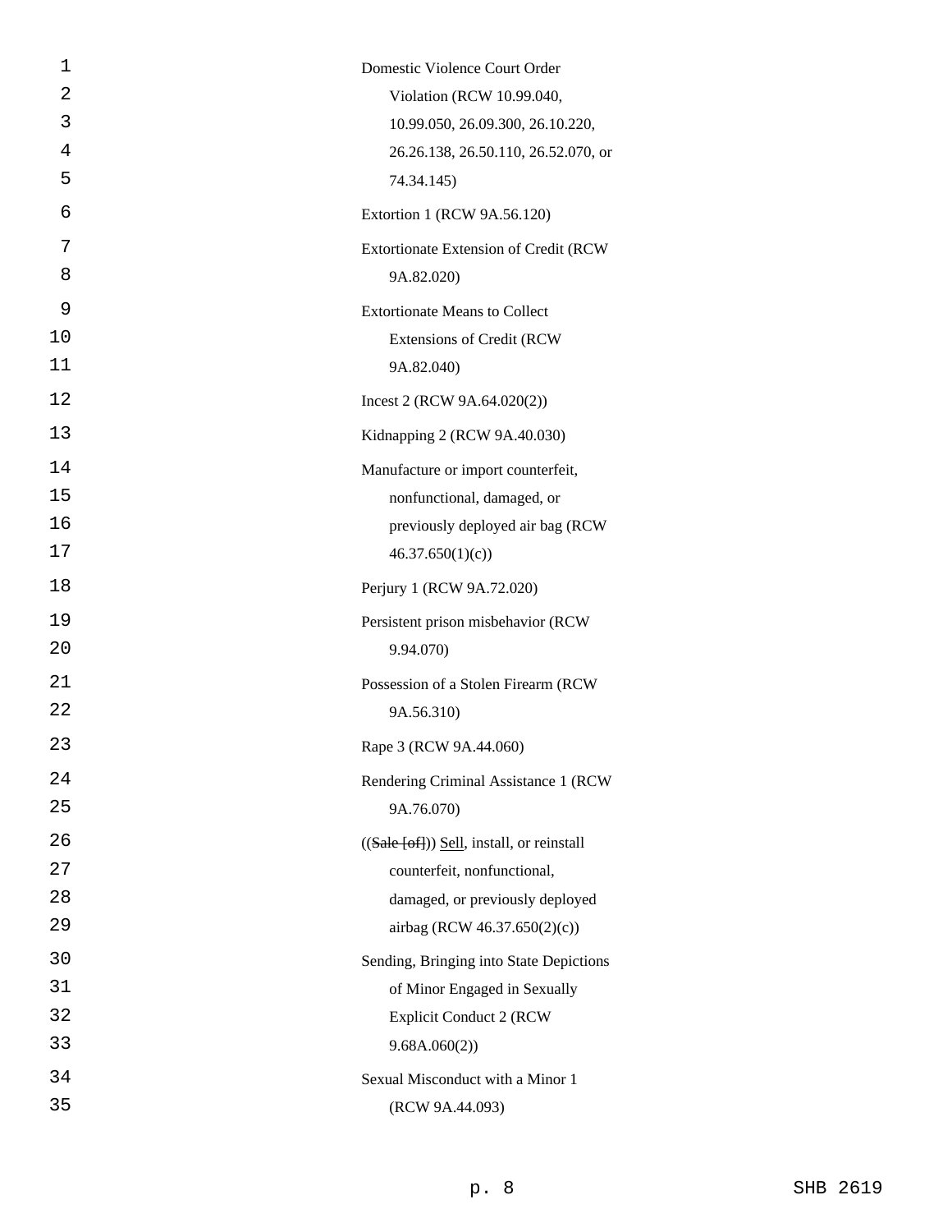Domestic Violence Court Order Violation (RCW 10.99.040, 10.99.050, 26.09.300, 26.10.220, 26.26.138, 26.50.110, 26.52.070, or 74.34.145)

Extortion 1 (RCW 9A.56.120)

Extortionate Extension of Credit (RCW 9A.82.020)

Extortionate Means to Collect Extensions of Credit (RCW 9A.82.040)

Incest 2 (RCW 9A.64.020(2))

Kidnapping 2 (RCW 9A.40.030)

Manufacture or import counterfeit, nonfunctional, damaged, or previously deployed air bag (RCW 46.37.650(1)(c))

Perjury 1 (RCW 9A.72.020)

Persistent prison misbehavior (RCW 9.94.070)

Possession of a Stolen Firearm (RCW 9A.56.310)

Rape 3 (RCW 9A.44.060)

Rendering Criminal Assistance 1 (RCW 9A.76.070)

((~~Sale [of]~~)) <u>Sell</u>, install, or reinstall counterfeit, nonfunctional, damaged, or previously deployed airbag (RCW 46.37.650(2)(c))

Sending, Bringing into State Depictions of Minor Engaged in Sexually Explicit Conduct 2 (RCW 9.68A.060(2))

Sexual Misconduct with a Minor 1 (RCW 9A.44.093)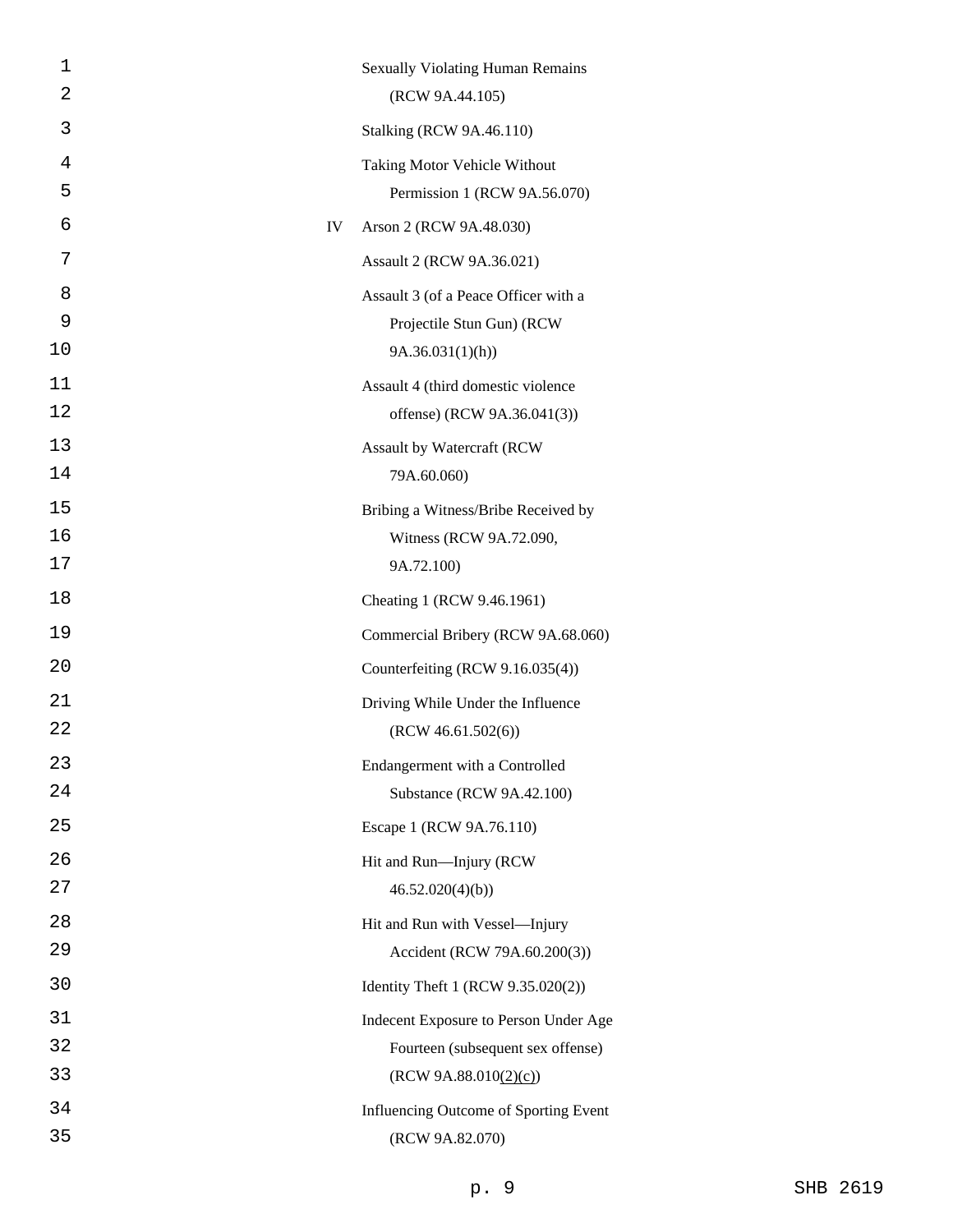| | |
|---|---|
| | Sexually Violating Human Remains (RCW 9A.44.105) |
| | Stalking (RCW 9A.46.110) |
| | Taking Motor Vehicle Without Permission 1 (RCW 9A.56.070) |
| IV | Arson 2 (RCW 9A.48.030) |
| | Assault 2 (RCW 9A.36.021) |
| | Assault 3 (of a Peace Officer with a Projectile Stun Gun) (RCW 9A.36.031(1)(h)) |
| | Assault 4 (third domestic violence offense) (RCW 9A.36.041(3)) |
| | Assault by Watercraft (RCW 79A.60.060) |
| | Bribing a Witness/Bribe Received by Witness (RCW 9A.72.090, 9A.72.100) |
| | Cheating 1 (RCW 9.46.1961) |
| | Commercial Bribery (RCW 9A.68.060) |
| | Counterfeiting (RCW 9.16.035(4)) |
| | Driving While Under the Influence (RCW 46.61.502(6)) |
| | Endangerment with a Controlled Substance (RCW 9A.42.100) |
| | Escape 1 (RCW 9A.76.110) |
| | Hit and Run—Injury (RCW 46.52.020(4)(b)) |
| | Hit and Run with Vessel—Injury Accident (RCW 79A.60.200(3)) |
| | Identity Theft 1 (RCW 9.35.020(2)) |
| | Indecent Exposure to Person Under Age Fourteen (subsequent sex offense) (RCW 9A.88.010(2)(c)) |
| | Influencing Outcome of Sporting Event (RCW 9A.82.070) |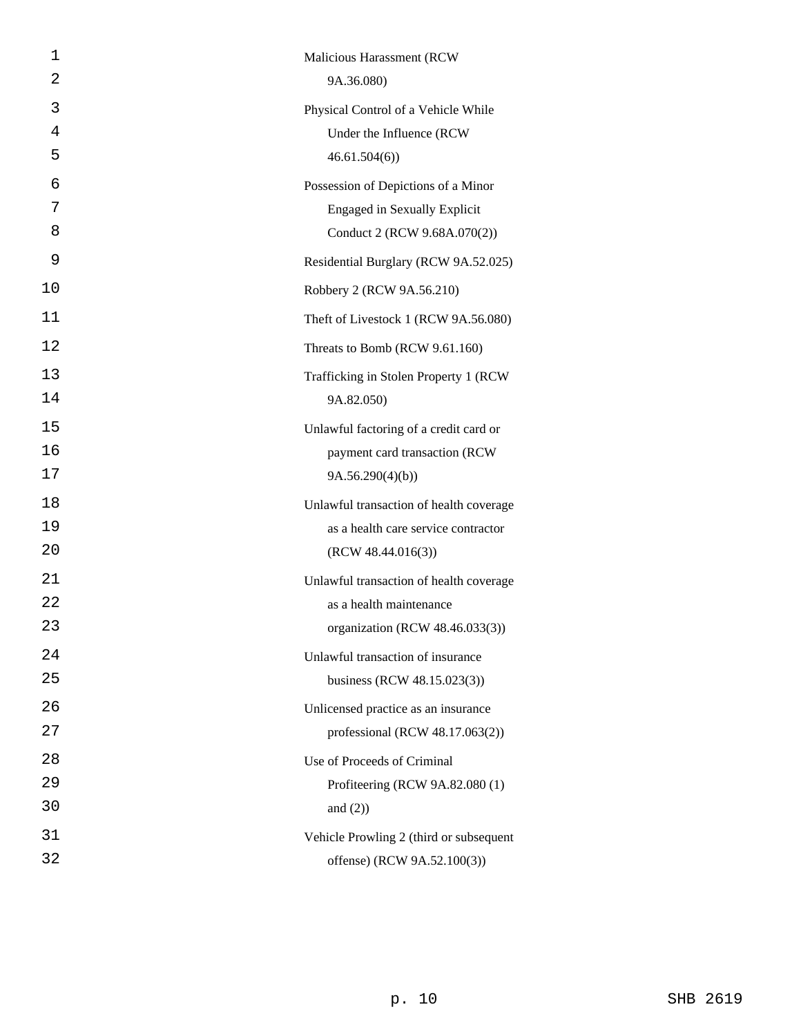Malicious Harassment (RCW 9A.36.080)

Physical Control of a Vehicle While Under the Influence (RCW 46.61.504(6))

Possession of Depictions of a Minor Engaged in Sexually Explicit Conduct 2 (RCW 9.68A.070(2))

Residential Burglary (RCW 9A.52.025)

Robbery 2 (RCW 9A.56.210)

Theft of Livestock 1 (RCW 9A.56.080)

Threats to Bomb (RCW 9.61.160)

Trafficking in Stolen Property 1 (RCW 9A.82.050)

Unlawful factoring of a credit card or payment card transaction (RCW 9A.56.290(4)(b))

Unlawful transaction of health coverage as a health care service contractor (RCW 48.44.016(3))

Unlawful transaction of health coverage as a health maintenance organization (RCW 48.46.033(3))

Unlawful transaction of insurance business (RCW 48.15.023(3))

Unlicensed practice as an insurance professional (RCW 48.17.063(2))

Use of Proceeds of Criminal Profiteering (RCW 9A.82.080 (1) and (2))

Vehicle Prowling 2 (third or subsequent offense) (RCW 9A.52.100(3))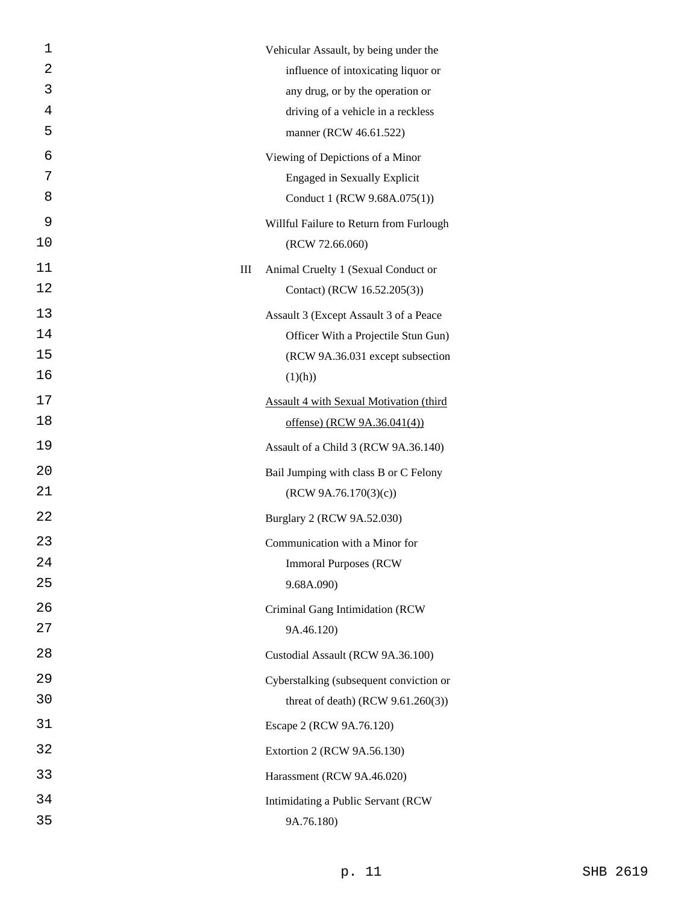| | |
|---|---|
| | Vehicular Assault, by being under the influence of intoxicating liquor or any drug, or by the operation or driving of a vehicle in a reckless manner (RCW 46.61.522) |
| | Viewing of Depictions of a Minor Engaged in Sexually Explicit Conduct 1 (RCW 9.68A.075(1)) |
| | Willful Failure to Return from Furlough (RCW 72.66.060) |
| III | Animal Cruelty 1 (Sexual Conduct or Contact) (RCW 16.52.205(3)) |
| | Assault 3 (Except Assault 3 of a Peace Officer With a Projectile Stun Gun) (RCW 9A.36.031 except subsection (1)(h)) |
| | <u>Assault 4 with Sexual Motivation (third offense) (RCW 9A.36.041(4))</u> |
| | Assault of a Child 3 (RCW 9A.36.140) |
| | Bail Jumping with class B or C Felony (RCW 9A.76.170(3)(c)) |
| | Burglary 2 (RCW 9A.52.030) |
| | Communication with a Minor for Immoral Purposes (RCW 9.68A.090) |
| | Criminal Gang Intimidation (RCW 9A.46.120) |
| | Custodial Assault (RCW 9A.36.100) |
| | Cyberstalking (subsequent conviction or threat of death) (RCW 9.61.260(3)) |
| | Escape 2 (RCW 9A.76.120) |
| | Extortion 2 (RCW 9A.56.130) |
| | Harassment (RCW 9A.46.020) |
| | Intimidating a Public Servant (RCW 9A.76.180) |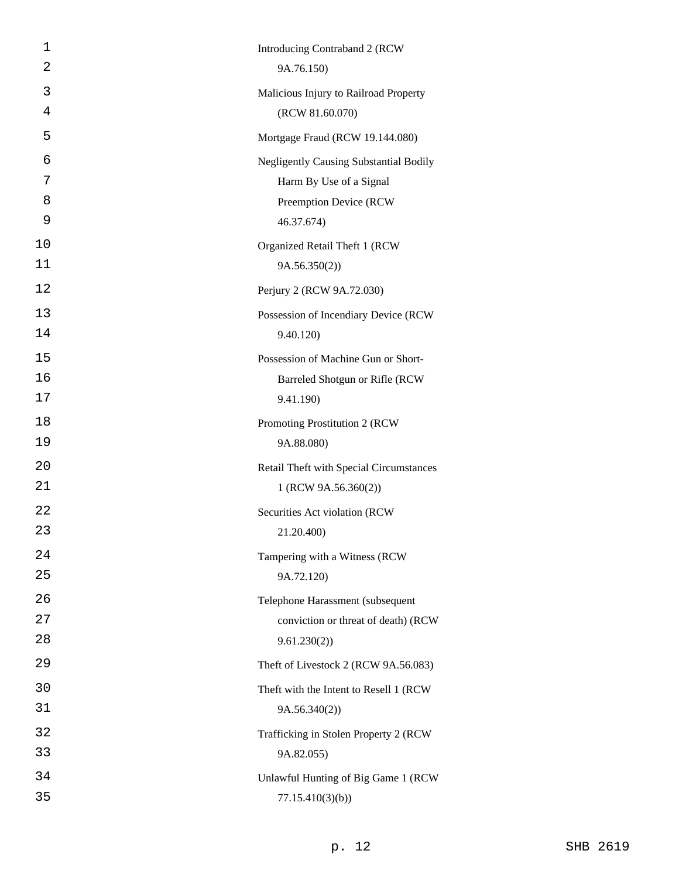Introducing Contraband 2 (RCW 9A.76.150)

Malicious Injury to Railroad Property (RCW 81.60.070)

Mortgage Fraud (RCW 19.144.080)

Negligently Causing Substantial Bodily Harm By Use of a Signal Preemption Device (RCW 46.37.674)

Organized Retail Theft 1 (RCW 9A.56.350(2))

Perjury 2 (RCW 9A.72.030)

Possession of Incendiary Device (RCW 9.40.120)

Possession of Machine Gun or Short-Barreled Shotgun or Rifle (RCW 9.41.190)

Promoting Prostitution 2 (RCW 9A.88.080)

Retail Theft with Special Circumstances 1 (RCW 9A.56.360(2))

Securities Act violation (RCW 21.20.400)

Tampering with a Witness (RCW 9A.72.120)

Telephone Harassment (subsequent conviction or threat of death) (RCW 9.61.230(2))

Theft of Livestock 2 (RCW 9A.56.083)

Theft with the Intent to Resell 1 (RCW 9A.56.340(2))

Trafficking in Stolen Property 2 (RCW 9A.82.055)

Unlawful Hunting of Big Game 1 (RCW 77.15.410(3)(b))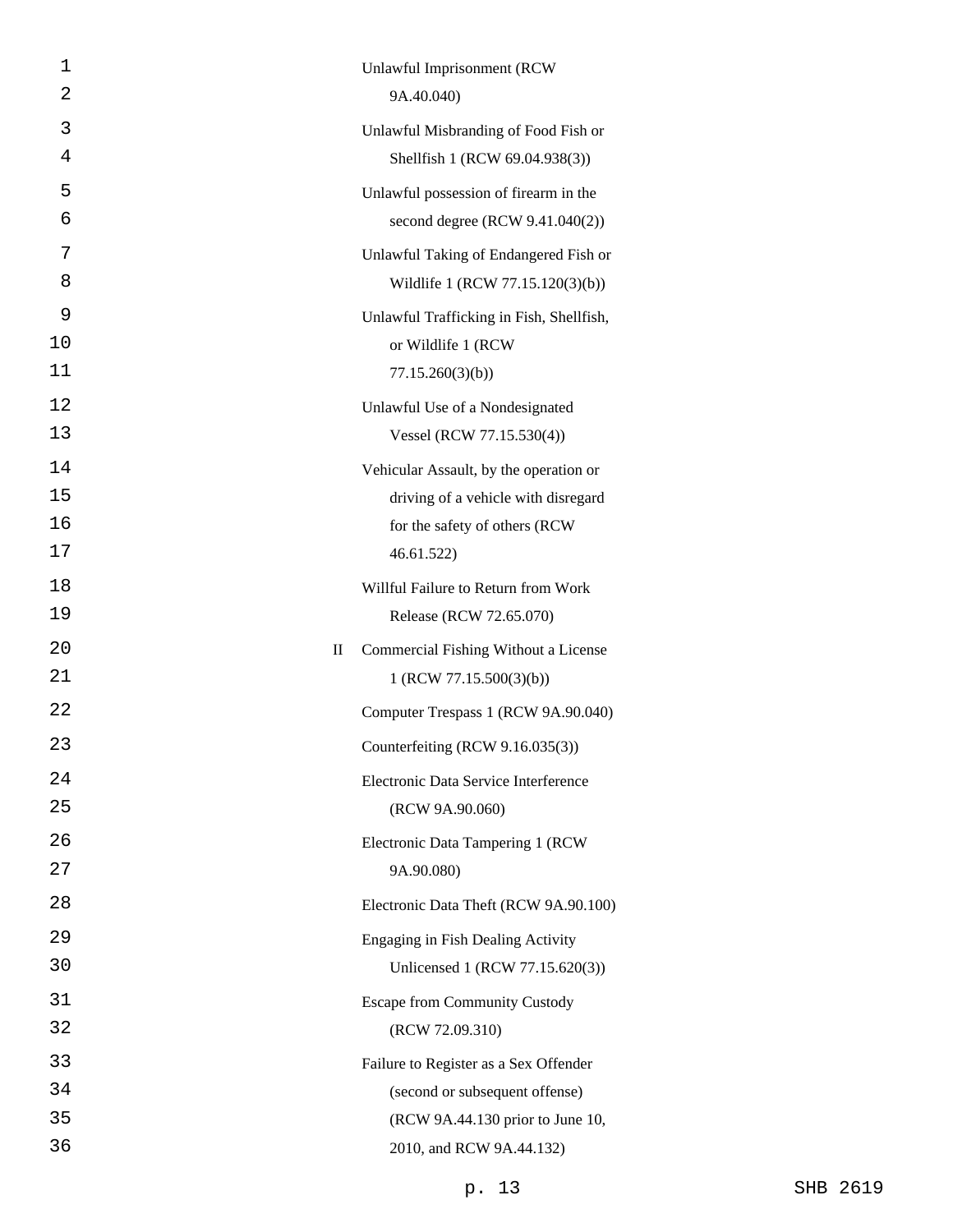| | |
|---|---|
| | Unlawful Imprisonment (RCW 9A.40.040) |
| | Unlawful Misbranding of Food Fish or Shellfish 1 (RCW 69.04.938(3)) |
| | Unlawful possession of firearm in the second degree (RCW 9.41.040(2)) |
| | Unlawful Taking of Endangered Fish or Wildlife 1 (RCW 77.15.120(3)(b)) |
| | Unlawful Trafficking in Fish, Shellfish, or Wildlife 1 (RCW 77.15.260(3)(b)) |
| | Unlawful Use of a Nondesignated Vessel (RCW 77.15.530(4)) |
| | Vehicular Assault, by the operation or driving of a vehicle with disregard for the safety of others (RCW 46.61.522) |
| | Willful Failure to Return from Work Release (RCW 72.65.070) |
| II | Commercial Fishing Without a License 1 (RCW 77.15.500(3)(b)) |
| | Computer Trespass 1 (RCW 9A.90.040) |
| | Counterfeiting (RCW 9.16.035(3)) |
| | Electronic Data Service Interference (RCW 9A.90.060) |
| | Electronic Data Tampering 1 (RCW 9A.90.080) |
| | Electronic Data Theft (RCW 9A.90.100) |
| | Engaging in Fish Dealing Activity Unlicensed 1 (RCW 77.15.620(3)) |
| | Escape from Community Custody (RCW 72.09.310) |
| | Failure to Register as a Sex Offender (second or subsequent offense) (RCW 9A.44.130 prior to June 10, 2010, and RCW 9A.44.132) |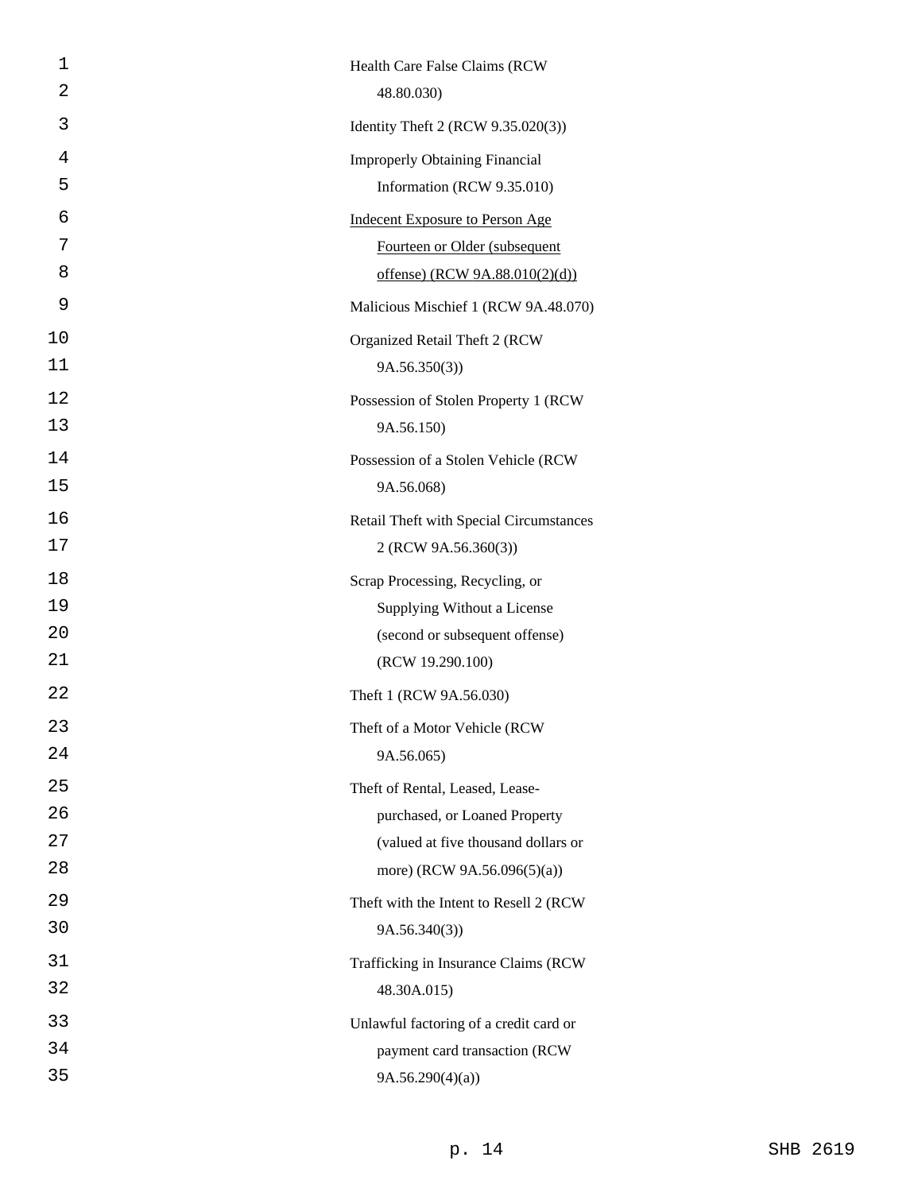Health Care False Claims (RCW 48.80.030)

Identity Theft 2 (RCW 9.35.020(3))

Improperly Obtaining Financial Information (RCW 9.35.010)

<u>Indecent Exposure to Person Age Fourteen or Older (subsequent offense) (RCW 9A.88.010(2)(d))</u>

Malicious Mischief 1 (RCW 9A.48.070)

Organized Retail Theft 2 (RCW 9A.56.350(3))

Possession of Stolen Property 1 (RCW 9A.56.150)

Possession of a Stolen Vehicle (RCW 9A.56.068)

Retail Theft with Special Circumstances 2 (RCW 9A.56.360(3))

Scrap Processing, Recycling, or Supplying Without a License (second or subsequent offense) (RCW 19.290.100)

Theft 1 (RCW 9A.56.030)

Theft of a Motor Vehicle (RCW 9A.56.065)

Theft of Rental, Leased, Lease-purchased, or Loaned Property (valued at five thousand dollars or more) (RCW 9A.56.096(5)(a))

Theft with the Intent to Resell 2 (RCW 9A.56.340(3))

Trafficking in Insurance Claims (RCW 48.30A.015)

Unlawful factoring of a credit card or payment card transaction (RCW 9A.56.290(4)(a))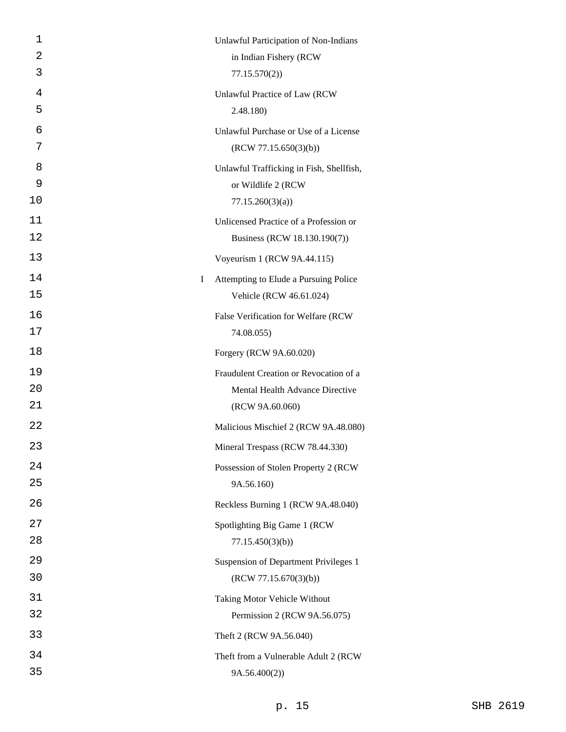| | |
|---|---|
| | Unlawful Participation of Non-Indians in Indian Fishery (RCW 77.15.570(2)) |
| | Unlawful Practice of Law (RCW 2.48.180) |
| | Unlawful Purchase or Use of a License (RCW 77.15.650(3)(b)) |
| | Unlawful Trafficking in Fish, Shellfish, or Wildlife 2 (RCW 77.15.260(3)(a)) |
| | Unlicensed Practice of a Profession or Business (RCW 18.130.190(7)) |
| | Voyeurism 1 (RCW 9A.44.115) |
| I | Attempting to Elude a Pursuing Police Vehicle (RCW 46.61.024) |
| | False Verification for Welfare (RCW 74.08.055) |
| | Forgery (RCW 9A.60.020) |
| | Fraudulent Creation or Revocation of a Mental Health Advance Directive (RCW 9A.60.060) |
| | Malicious Mischief 2 (RCW 9A.48.080) |
| | Mineral Trespass (RCW 78.44.330) |
| | Possession of Stolen Property 2 (RCW 9A.56.160) |
| | Reckless Burning 1 (RCW 9A.48.040) |
| | Spotlighting Big Game 1 (RCW 77.15.450(3)(b)) |
| | Suspension of Department Privileges 1 (RCW 77.15.670(3)(b)) |
| | Taking Motor Vehicle Without Permission 2 (RCW 9A.56.075) |
| | Theft 2 (RCW 9A.56.040) |
| | Theft from a Vulnerable Adult 2 (RCW 9A.56.400(2)) |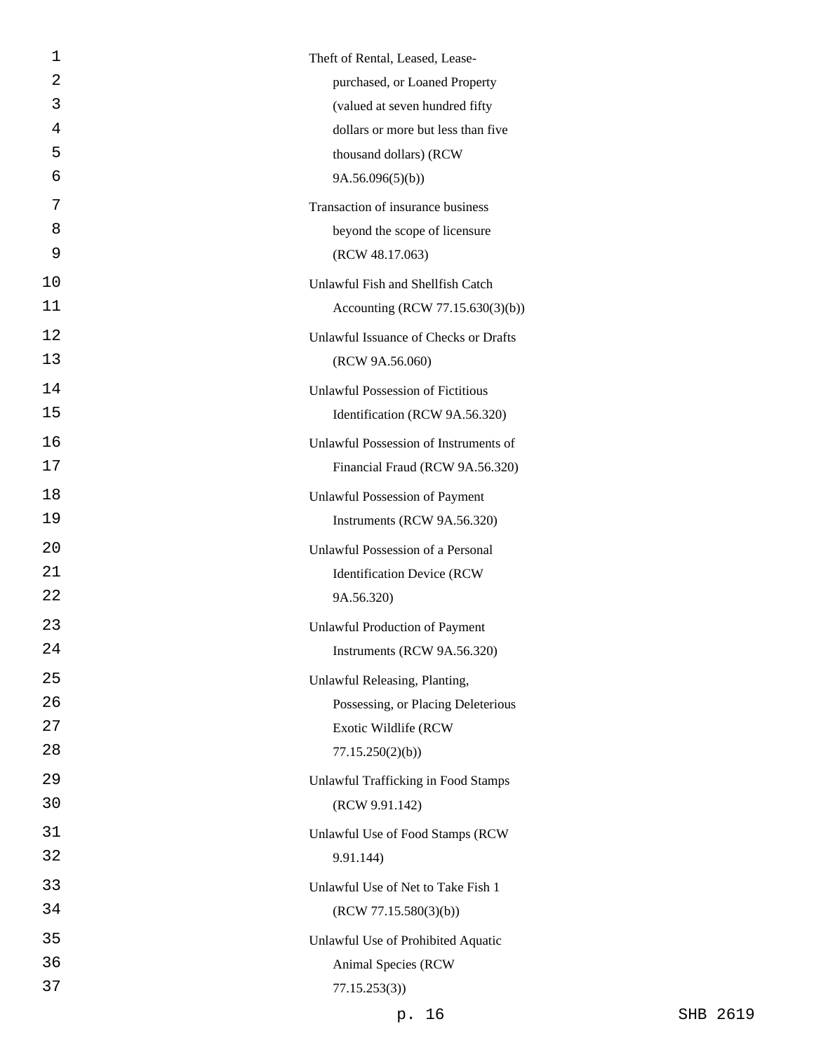Theft of Rental, Leased, Lease-purchased, or Loaned Property (valued at seven hundred fifty dollars or more but less than five thousand dollars) (RCW 9A.56.096(5)(b))

Transaction of insurance business beyond the scope of licensure (RCW 48.17.063)

Unlawful Fish and Shellfish Catch Accounting (RCW 77.15.630(3)(b))

Unlawful Issuance of Checks or Drafts (RCW 9A.56.060)

Unlawful Possession of Fictitious Identification (RCW 9A.56.320)

Unlawful Possession of Instruments of Financial Fraud (RCW 9A.56.320)

Unlawful Possession of Payment Instruments (RCW 9A.56.320)

Unlawful Possession of a Personal Identification Device (RCW 9A.56.320)

Unlawful Production of Payment Instruments (RCW 9A.56.320)

Unlawful Releasing, Planting, Possessing, or Placing Deleterious Exotic Wildlife (RCW 77.15.250(2)(b))

Unlawful Trafficking in Food Stamps (RCW 9.91.142)

Unlawful Use of Food Stamps (RCW 9.91.144)

Unlawful Use of Net to Take Fish 1 (RCW 77.15.580(3)(b))

Unlawful Use of Prohibited Aquatic Animal Species (RCW 77.15.253(3))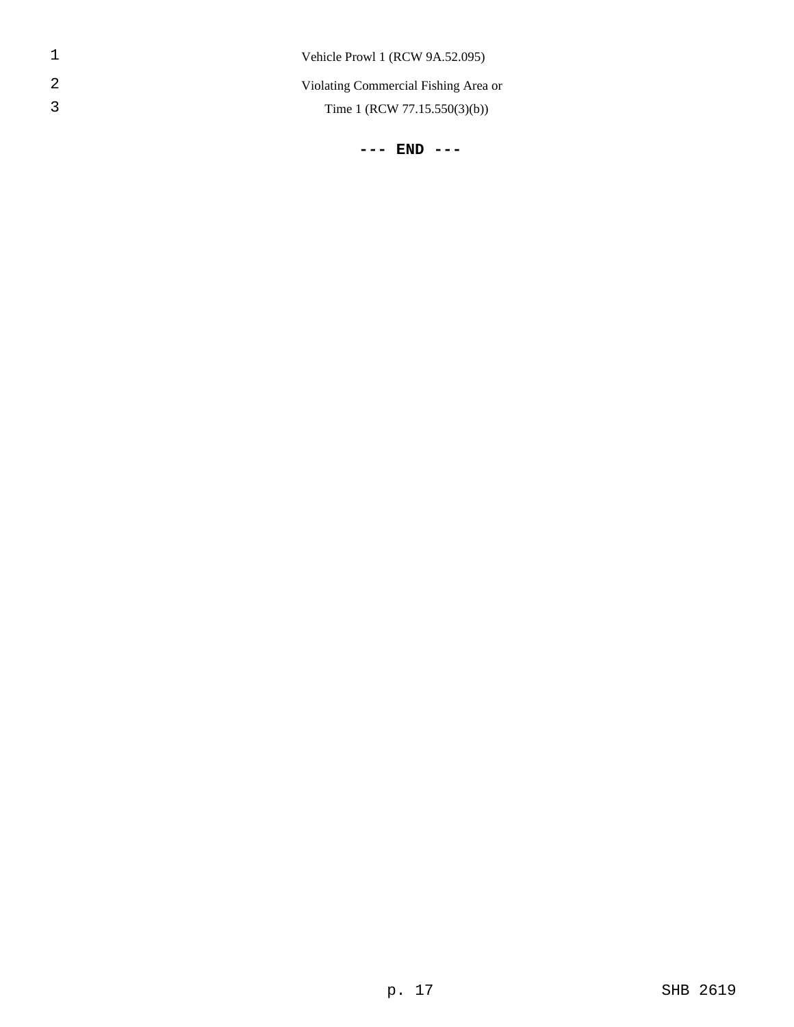Vehicle Prowl 1 (RCW 9A.52.095)

Violating Commercial Fishing Area or Time 1 (RCW 77.15.550(3)(b))

**--- END ---**